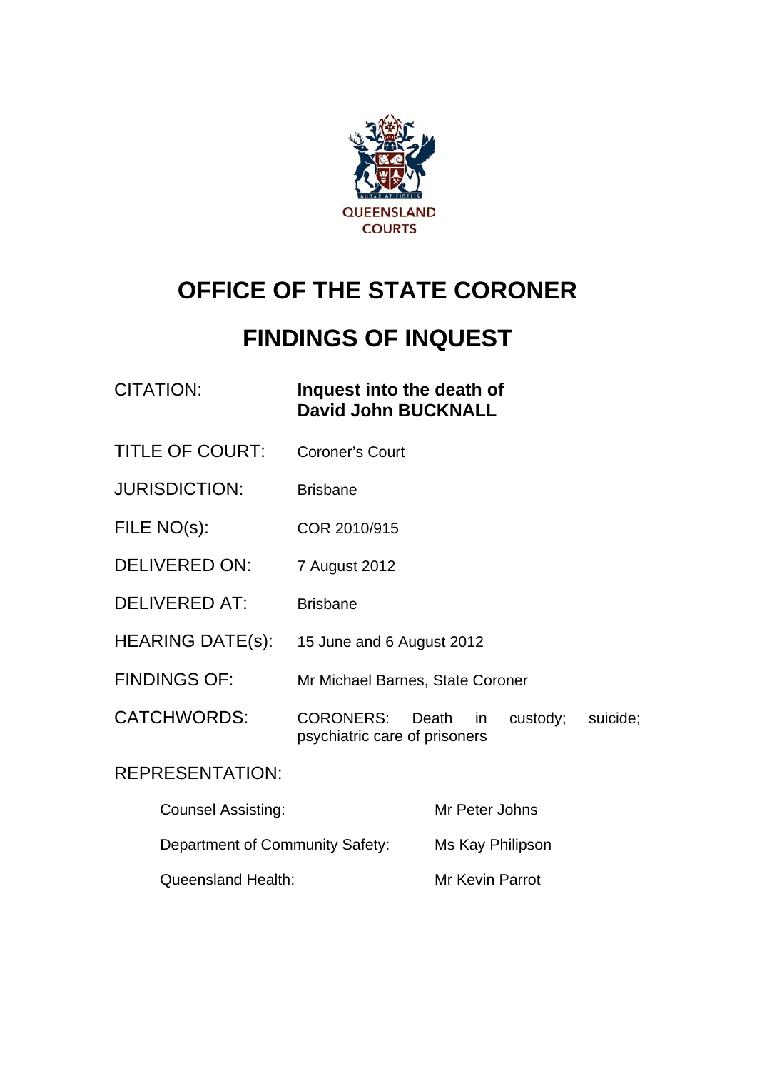QUEENSLAND COURTS

# OFFICE OF THE STATE CORONER

# FINDINGS OF INQUEST

| | |
|---|---|
| CITATION: | **Inquest into the death of David John BUCKNALL** |
| TITLE OF COURT: | Coroner's Court |
| JURISDICTION: | Brisbane |
| FILE NO(s): | COR 2010/915 |
| DELIVERED ON: | 7 August 2012 |
| DELIVERED AT: | Brisbane |
| HEARING DATE(s): | 15 June and 6 August 2012 |
| FINDINGS OF: | Mr Michael Barnes, State Coroner |
| CATCHWORDS: | CORONERS: Death in custody; suicide; psychiatric care of prisoners |

REPRESENTATION:

| | |
|---|---|
| Counsel Assisting: | Mr Peter Johns |
| Department of Community Safety: | Ms Kay Philipson |
| Queensland Health: | Mr Kevin Parrot |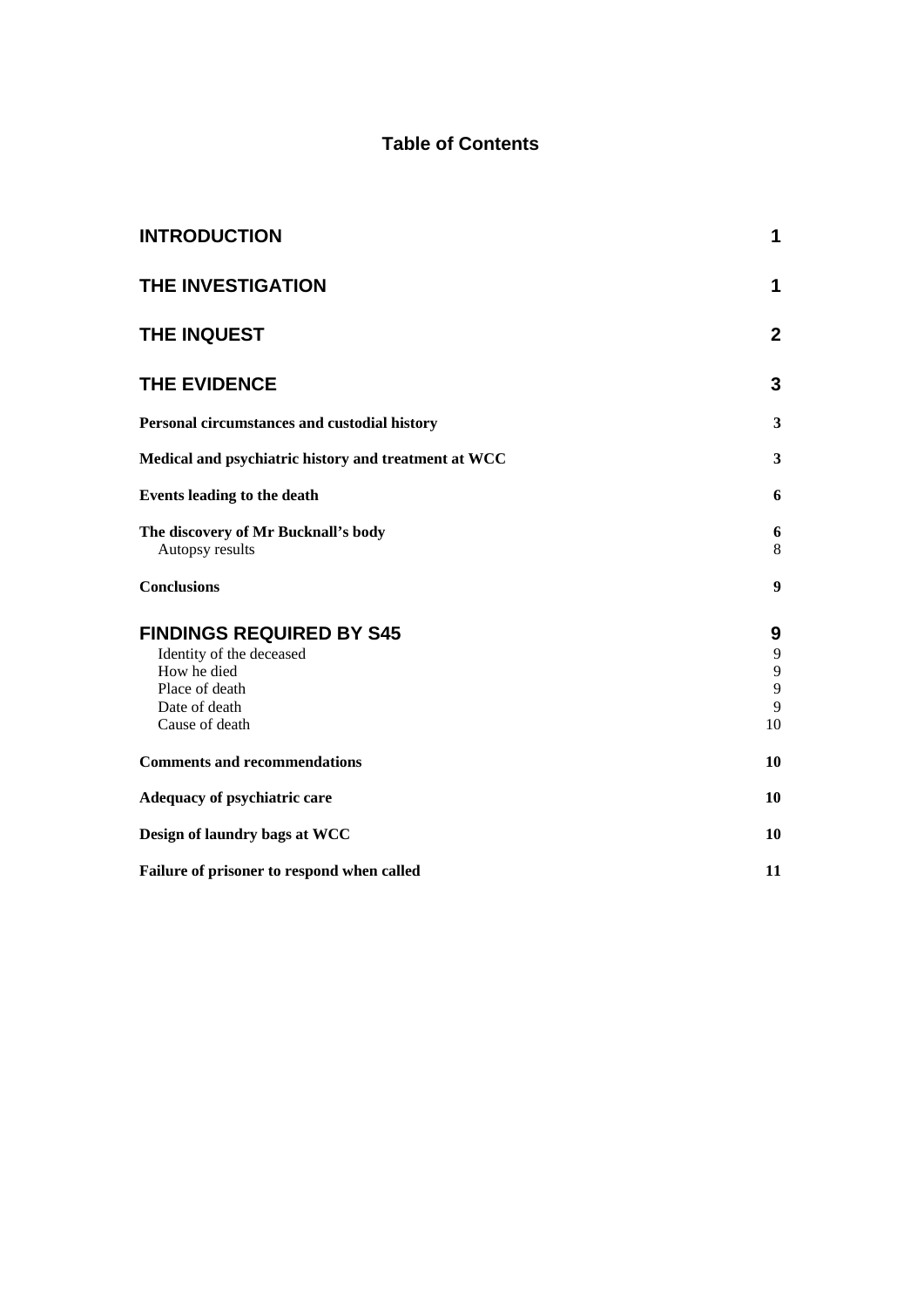# Table of Contents

| | |
|---|---|
| **INTRODUCTION** | **1** |
| **THE INVESTIGATION** | **1** |
| **THE INQUEST** | **2** |
| **THE EVIDENCE** | **3** |
| **Personal circumstances and custodial history** | **3** |
| **Medical and psychiatric history and treatment at WCC** | **3** |
| **Events leading to the death** | **6** |
| **The discovery of Mr Bucknall's body** | **6** |
| Autopsy results | 8 |
| **Conclusions** | **9** |
| **FINDINGS REQUIRED BY S45** | **9** |
| Identity of the deceased | 9 |
| How he died | 9 |
| Place of death | 9 |
| Date of death | 9 |
| Cause of death | 10 |
| **Comments and recommendations** | **10** |
| **Adequacy of psychiatric care** | **10** |
| **Design of laundry bags at WCC** | **10** |
| **Failure of prisoner to respond when called** | **11** |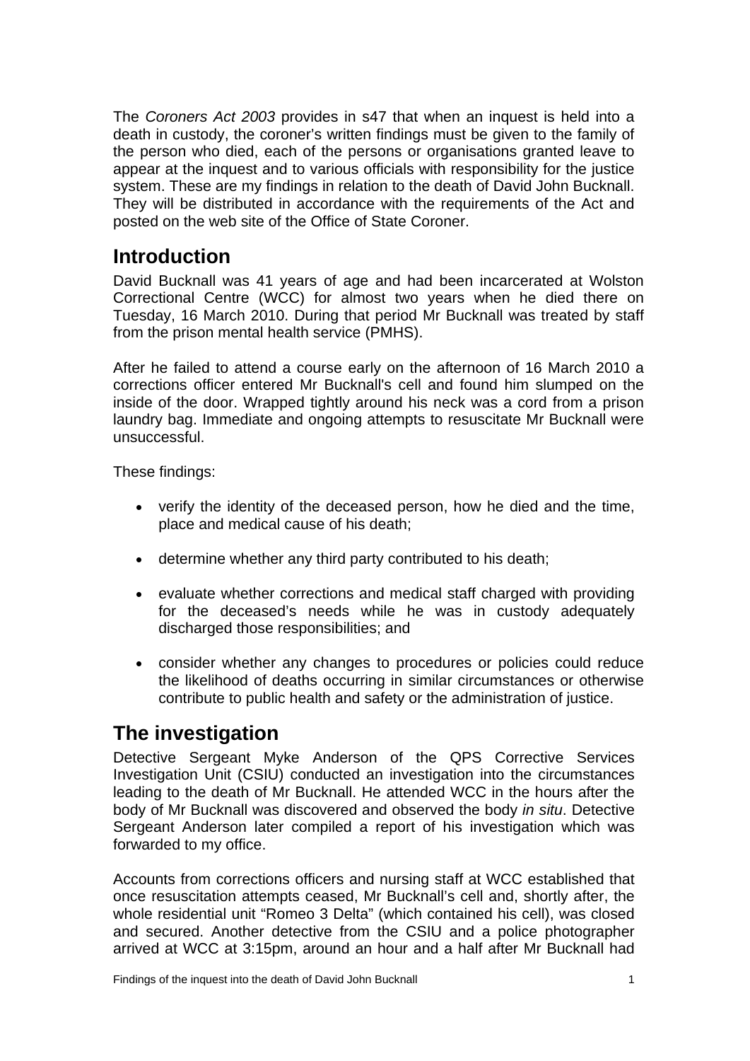The *Coroners Act 2003* provides in s47 that when an inquest is held into a death in custody, the coroner's written findings must be given to the family of the person who died, each of the persons or organisations granted leave to appear at the inquest and to various officials with responsibility for the justice system. These are my findings in relation to the death of David John Bucknall. They will be distributed in accordance with the requirements of the Act and posted on the web site of the Office of State Coroner.

## Introduction

David Bucknall was 41 years of age and had been incarcerated at Wolston Correctional Centre (WCC) for almost two years when he died there on Tuesday, 16 March 2010. During that period Mr Bucknall was treated by staff from the prison mental health service (PMHS).

After he failed to attend a course early on the afternoon of 16 March 2010 a corrections officer entered Mr Bucknall's cell and found him slumped on the inside of the door. Wrapped tightly around his neck was a cord from a prison laundry bag. Immediate and ongoing attempts to resuscitate Mr Bucknall were unsuccessful.

These findings:

- verify the identity of the deceased person, how he died and the time, place and medical cause of his death;
- determine whether any third party contributed to his death;
- evaluate whether corrections and medical staff charged with providing for the deceased's needs while he was in custody adequately discharged those responsibilities; and
- consider whether any changes to procedures or policies could reduce the likelihood of deaths occurring in similar circumstances or otherwise contribute to public health and safety or the administration of justice.

## The investigation

Detective Sergeant Myke Anderson of the QPS Corrective Services Investigation Unit (CSIU) conducted an investigation into the circumstances leading to the death of Mr Bucknall. He attended WCC in the hours after the body of Mr Bucknall was discovered and observed the body *in situ*. Detective Sergeant Anderson later compiled a report of his investigation which was forwarded to my office.

Accounts from corrections officers and nursing staff at WCC established that once resuscitation attempts ceased, Mr Bucknall's cell and, shortly after, the whole residential unit "Romeo 3 Delta" (which contained his cell), was closed and secured. Another detective from the CSIU and a police photographer arrived at WCC at 3:15pm, around an hour and a half after Mr Bucknall had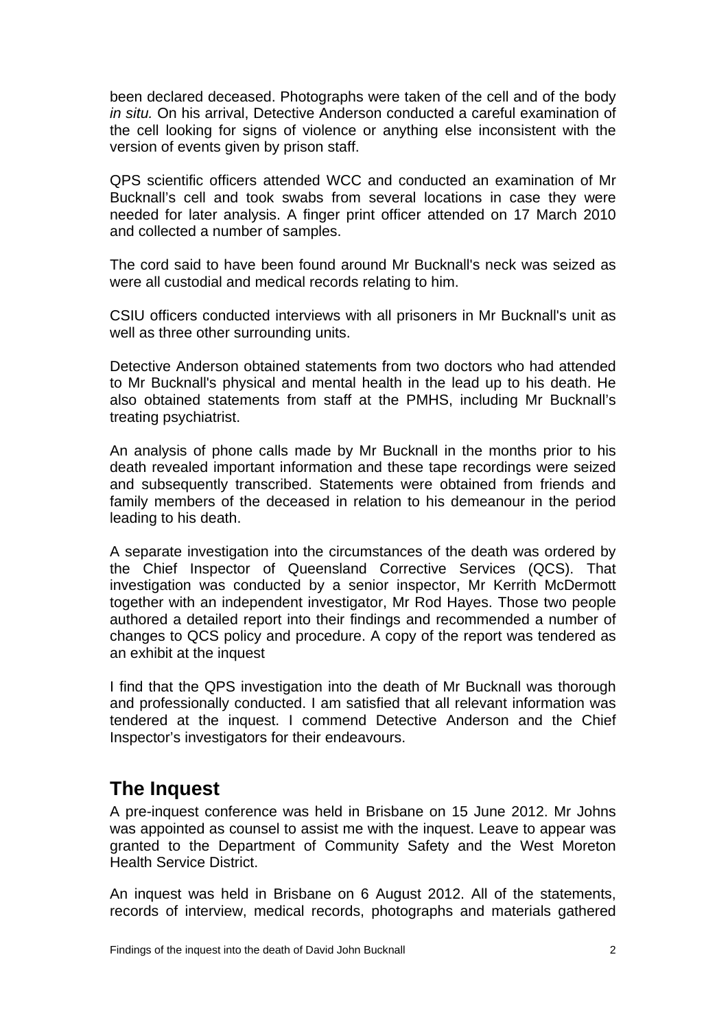been declared deceased. Photographs were taken of the cell and of the body *in situ.* On his arrival, Detective Anderson conducted a careful examination of the cell looking for signs of violence or anything else inconsistent with the version of events given by prison staff.

QPS scientific officers attended WCC and conducted an examination of Mr Bucknall's cell and took swabs from several locations in case they were needed for later analysis. A finger print officer attended on 17 March 2010 and collected a number of samples.

The cord said to have been found around Mr Bucknall's neck was seized as were all custodial and medical records relating to him.

CSIU officers conducted interviews with all prisoners in Mr Bucknall's unit as well as three other surrounding units.

Detective Anderson obtained statements from two doctors who had attended to Mr Bucknall's physical and mental health in the lead up to his death. He also obtained statements from staff at the PMHS, including Mr Bucknall's treating psychiatrist.

An analysis of phone calls made by Mr Bucknall in the months prior to his death revealed important information and these tape recordings were seized and subsequently transcribed. Statements were obtained from friends and family members of the deceased in relation to his demeanour in the period leading to his death.

A separate investigation into the circumstances of the death was ordered by the Chief Inspector of Queensland Corrective Services (QCS). That investigation was conducted by a senior inspector, Mr Kerrith McDermott together with an independent investigator, Mr Rod Hayes. Those two people authored a detailed report into their findings and recommended a number of changes to QCS policy and procedure. A copy of the report was tendered as an exhibit at the inquest

I find that the QPS investigation into the death of Mr Bucknall was thorough and professionally conducted. I am satisfied that all relevant information was tendered at the inquest. I commend Detective Anderson and the Chief Inspector's investigators for their endeavours.

## The Inquest

A pre-inquest conference was held in Brisbane on 15 June 2012. Mr Johns was appointed as counsel to assist me with the inquest. Leave to appear was granted to the Department of Community Safety and the West Moreton Health Service District.

An inquest was held in Brisbane on 6 August 2012. All of the statements, records of interview, medical records, photographs and materials gathered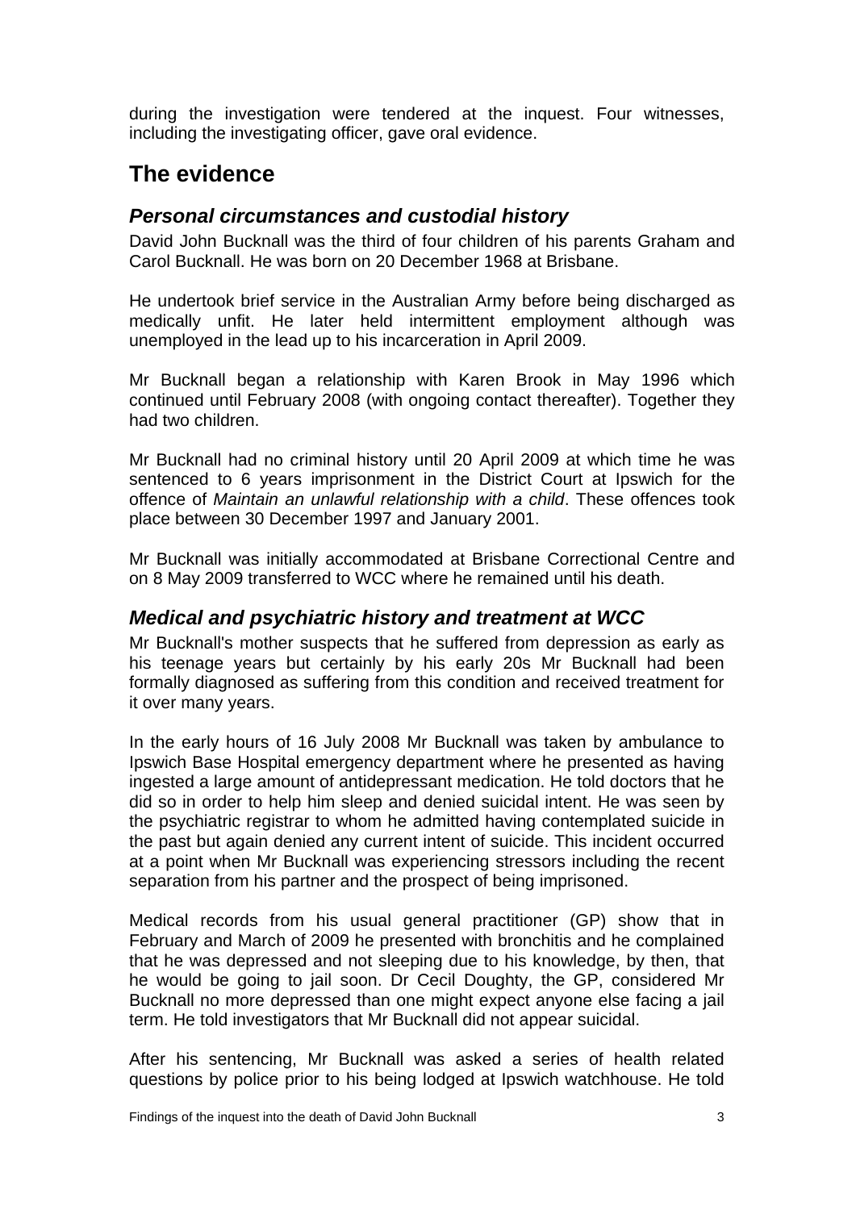during the investigation were tendered at the inquest. Four witnesses, including the investigating officer, gave oral evidence.

## The evidence

### *Personal circumstances and custodial history*

David John Bucknall was the third of four children of his parents Graham and Carol Bucknall. He was born on 20 December 1968 at Brisbane.

He undertook brief service in the Australian Army before being discharged as medically unfit. He later held intermittent employment although was unemployed in the lead up to his incarceration in April 2009.

Mr Bucknall began a relationship with Karen Brook in May 1996 which continued until February 2008 (with ongoing contact thereafter). Together they had two children.

Mr Bucknall had no criminal history until 20 April 2009 at which time he was sentenced to 6 years imprisonment in the District Court at Ipswich for the offence of *Maintain an unlawful relationship with a child*. These offences took place between 30 December 1997 and January 2001.

Mr Bucknall was initially accommodated at Brisbane Correctional Centre and on 8 May 2009 transferred to WCC where he remained until his death.

### *Medical and psychiatric history and treatment at WCC*

Mr Bucknall's mother suspects that he suffered from depression as early as his teenage years but certainly by his early 20s Mr Bucknall had been formally diagnosed as suffering from this condition and received treatment for it over many years.

In the early hours of 16 July 2008 Mr Bucknall was taken by ambulance to Ipswich Base Hospital emergency department where he presented as having ingested a large amount of antidepressant medication. He told doctors that he did so in order to help him sleep and denied suicidal intent. He was seen by the psychiatric registrar to whom he admitted having contemplated suicide in the past but again denied any current intent of suicide. This incident occurred at a point when Mr Bucknall was experiencing stressors including the recent separation from his partner and the prospect of being imprisoned.

Medical records from his usual general practitioner (GP) show that in February and March of 2009 he presented with bronchitis and he complained that he was depressed and not sleeping due to his knowledge, by then, that he would be going to jail soon. Dr Cecil Doughty, the GP, considered Mr Bucknall no more depressed than one might expect anyone else facing a jail term. He told investigators that Mr Bucknall did not appear suicidal.

After his sentencing, Mr Bucknall was asked a series of health related questions by police prior to his being lodged at Ipswich watchhouse. He told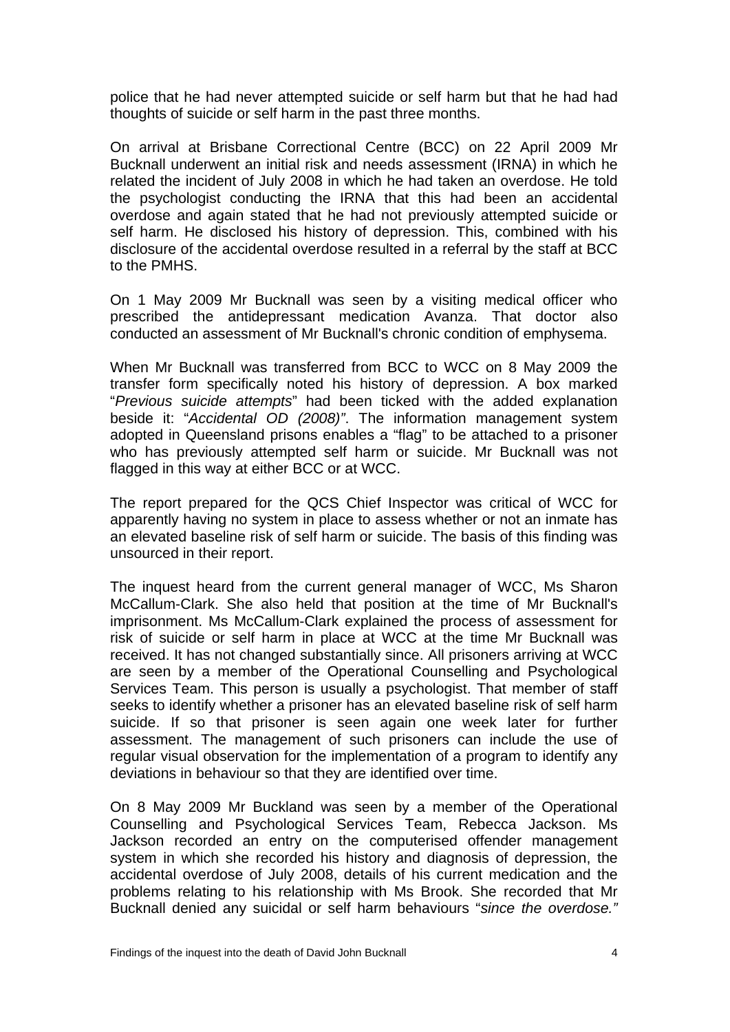police that he had never attempted suicide or self harm but that he had had thoughts of suicide or self harm in the past three months.

On arrival at Brisbane Correctional Centre (BCC) on 22 April 2009 Mr Bucknall underwent an initial risk and needs assessment (IRNA) in which he related the incident of July 2008 in which he had taken an overdose. He told the psychologist conducting the IRNA that this had been an accidental overdose and again stated that he had not previously attempted suicide or self harm. He disclosed his history of depression. This, combined with his disclosure of the accidental overdose resulted in a referral by the staff at BCC to the PMHS.

On 1 May 2009 Mr Bucknall was seen by a visiting medical officer who prescribed the antidepressant medication Avanza. That doctor also conducted an assessment of Mr Bucknall's chronic condition of emphysema.

When Mr Bucknall was transferred from BCC to WCC on 8 May 2009 the transfer form specifically noted his history of depression. A box marked "*Previous suicide attempts*" had been ticked with the added explanation beside it: "*Accidental OD (2008)"*. The information management system adopted in Queensland prisons enables a "flag" to be attached to a prisoner who has previously attempted self harm or suicide. Mr Bucknall was not flagged in this way at either BCC or at WCC.

The report prepared for the QCS Chief Inspector was critical of WCC for apparently having no system in place to assess whether or not an inmate has an elevated baseline risk of self harm or suicide. The basis of this finding was unsourced in their report.

The inquest heard from the current general manager of WCC, Ms Sharon McCallum-Clark. She also held that position at the time of Mr Bucknall's imprisonment. Ms McCallum-Clark explained the process of assessment for risk of suicide or self harm in place at WCC at the time Mr Bucknall was received. It has not changed substantially since. All prisoners arriving at WCC are seen by a member of the Operational Counselling and Psychological Services Team. This person is usually a psychologist. That member of staff seeks to identify whether a prisoner has an elevated baseline risk of self harm suicide. If so that prisoner is seen again one week later for further assessment. The management of such prisoners can include the use of regular visual observation for the implementation of a program to identify any deviations in behaviour so that they are identified over time.

On 8 May 2009 Mr Buckland was seen by a member of the Operational Counselling and Psychological Services Team, Rebecca Jackson. Ms Jackson recorded an entry on the computerised offender management system in which she recorded his history and diagnosis of depression, the accidental overdose of July 2008, details of his current medication and the problems relating to his relationship with Ms Brook. She recorded that Mr Bucknall denied any suicidal or self harm behaviours "*since the overdose."*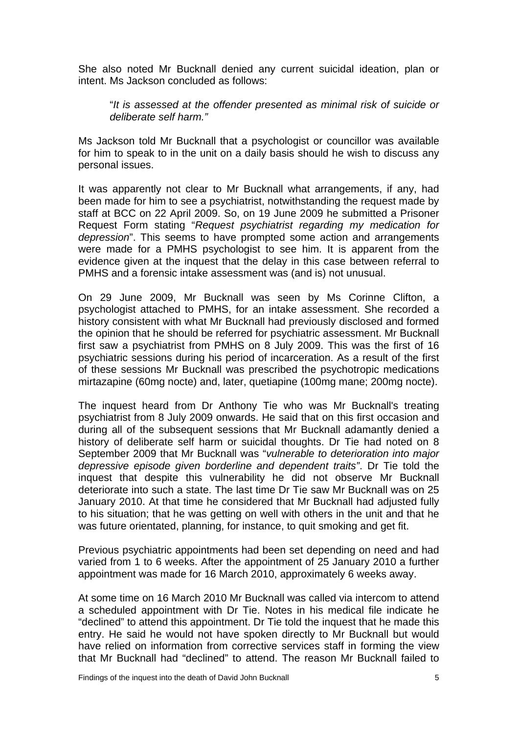She also noted Mr Bucknall denied any current suicidal ideation, plan or intent. Ms Jackson concluded as follows:

> "*It is assessed at the offender presented as minimal risk of suicide or deliberate self harm.*"

Ms Jackson told Mr Bucknall that a psychologist or councillor was available for him to speak to in the unit on a daily basis should he wish to discuss any personal issues.

It was apparently not clear to Mr Bucknall what arrangements, if any, had been made for him to see a psychiatrist, notwithstanding the request made by staff at BCC on 22 April 2009. So, on 19 June 2009 he submitted a Prisoner Request Form stating "*Request psychiatrist regarding my medication for depression*". This seems to have prompted some action and arrangements were made for a PMHS psychologist to see him. It is apparent from the evidence given at the inquest that the delay in this case between referral to PMHS and a forensic intake assessment was (and is) not unusual.

On 29 June 2009, Mr Bucknall was seen by Ms Corinne Clifton, a psychologist attached to PMHS, for an intake assessment. She recorded a history consistent with what Mr Bucknall had previously disclosed and formed the opinion that he should be referred for psychiatric assessment. Mr Bucknall first saw a psychiatrist from PMHS on 8 July 2009. This was the first of 16 psychiatric sessions during his period of incarceration. As a result of the first of these sessions Mr Bucknall was prescribed the psychotropic medications mirtazapine (60mg nocte) and, later, quetiapine (100mg mane; 200mg nocte).

The inquest heard from Dr Anthony Tie who was Mr Bucknall's treating psychiatrist from 8 July 2009 onwards. He said that on this first occasion and during all of the subsequent sessions that Mr Bucknall adamantly denied a history of deliberate self harm or suicidal thoughts. Dr Tie had noted on 8 September 2009 that Mr Bucknall was "*vulnerable to deterioration into major depressive episode given borderline and dependent traits"*. Dr Tie told the inquest that despite this vulnerability he did not observe Mr Bucknall deteriorate into such a state. The last time Dr Tie saw Mr Bucknall was on 25 January 2010. At that time he considered that Mr Bucknall had adjusted fully to his situation; that he was getting on well with others in the unit and that he was future orientated, planning, for instance, to quit smoking and get fit.

Previous psychiatric appointments had been set depending on need and had varied from 1 to 6 weeks. After the appointment of 25 January 2010 a further appointment was made for 16 March 2010, approximately 6 weeks away.

At some time on 16 March 2010 Mr Bucknall was called via intercom to attend a scheduled appointment with Dr Tie. Notes in his medical file indicate he "declined" to attend this appointment. Dr Tie told the inquest that he made this entry. He said he would not have spoken directly to Mr Bucknall but would have relied on information from corrective services staff in forming the view that Mr Bucknall had "declined" to attend. The reason Mr Bucknall failed to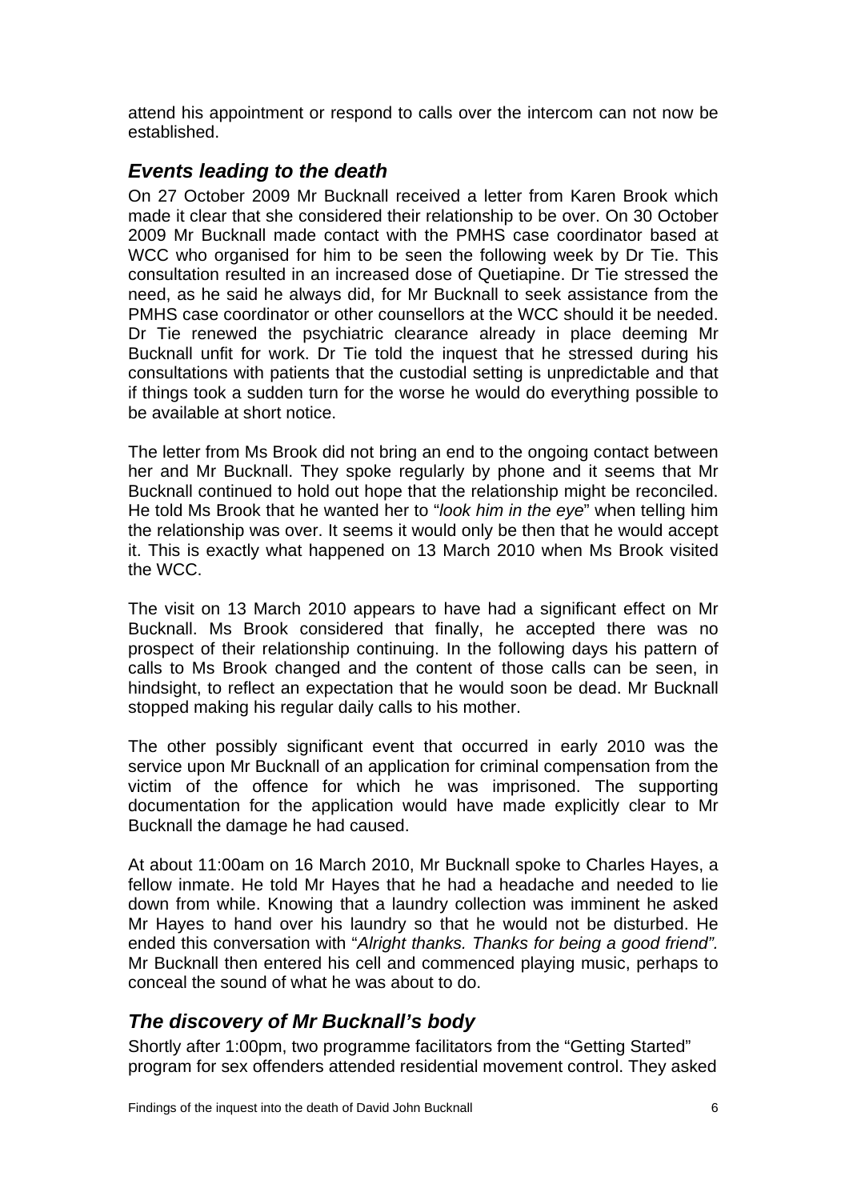attend his appointment or respond to calls over the intercom can not now be established.

## *Events leading to the death*

On 27 October 2009 Mr Bucknall received a letter from Karen Brook which made it clear that she considered their relationship to be over. On 30 October 2009 Mr Bucknall made contact with the PMHS case coordinator based at WCC who organised for him to be seen the following week by Dr Tie. This consultation resulted in an increased dose of Quetiapine. Dr Tie stressed the need, as he said he always did, for Mr Bucknall to seek assistance from the PMHS case coordinator or other counsellors at the WCC should it be needed. Dr Tie renewed the psychiatric clearance already in place deeming Mr Bucknall unfit for work. Dr Tie told the inquest that he stressed during his consultations with patients that the custodial setting is unpredictable and that if things took a sudden turn for the worse he would do everything possible to be available at short notice.

The letter from Ms Brook did not bring an end to the ongoing contact between her and Mr Bucknall. They spoke regularly by phone and it seems that Mr Bucknall continued to hold out hope that the relationship might be reconciled. He told Ms Brook that he wanted her to "*look him in the eye*" when telling him the relationship was over. It seems it would only be then that he would accept it. This is exactly what happened on 13 March 2010 when Ms Brook visited the WCC.

The visit on 13 March 2010 appears to have had a significant effect on Mr Bucknall. Ms Brook considered that finally, he accepted there was no prospect of their relationship continuing. In the following days his pattern of calls to Ms Brook changed and the content of those calls can be seen, in hindsight, to reflect an expectation that he would soon be dead. Mr Bucknall stopped making his regular daily calls to his mother.

The other possibly significant event that occurred in early 2010 was the service upon Mr Bucknall of an application for criminal compensation from the victim of the offence for which he was imprisoned. The supporting documentation for the application would have made explicitly clear to Mr Bucknall the damage he had caused.

At about 11:00am on 16 March 2010, Mr Bucknall spoke to Charles Hayes, a fellow inmate. He told Mr Hayes that he had a headache and needed to lie down from while. Knowing that a laundry collection was imminent he asked Mr Hayes to hand over his laundry so that he would not be disturbed. He ended this conversation with "*Alright thanks. Thanks for being a good friend".* Mr Bucknall then entered his cell and commenced playing music, perhaps to conceal the sound of what he was about to do.

## *The discovery of Mr Bucknall's body*

Shortly after 1:00pm, two programme facilitators from the "Getting Started" program for sex offenders attended residential movement control. They asked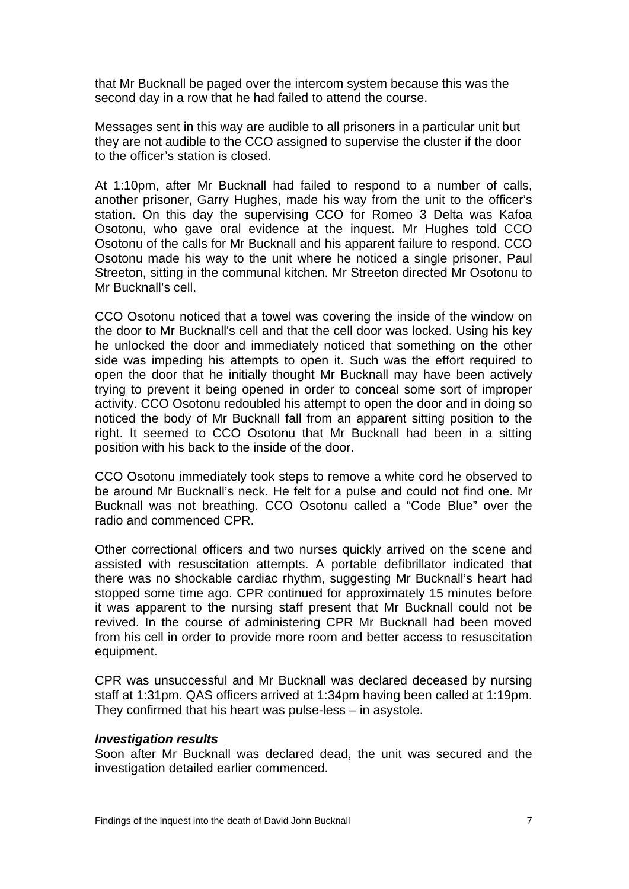that Mr Bucknall be paged over the intercom system because this was the second day in a row that he had failed to attend the course.

Messages sent in this way are audible to all prisoners in a particular unit but they are not audible to the CCO assigned to supervise the cluster if the door to the officer's station is closed.

At 1:10pm, after Mr Bucknall had failed to respond to a number of calls, another prisoner, Garry Hughes, made his way from the unit to the officer's station. On this day the supervising CCO for Romeo 3 Delta was Kafoa Osotonu, who gave oral evidence at the inquest. Mr Hughes told CCO Osotonu of the calls for Mr Bucknall and his apparent failure to respond. CCO Osotonu made his way to the unit where he noticed a single prisoner, Paul Streeton, sitting in the communal kitchen. Mr Streeton directed Mr Osotonu to Mr Bucknall's cell.

CCO Osotonu noticed that a towel was covering the inside of the window on the door to Mr Bucknall's cell and that the cell door was locked. Using his key he unlocked the door and immediately noticed that something on the other side was impeding his attempts to open it. Such was the effort required to open the door that he initially thought Mr Bucknall may have been actively trying to prevent it being opened in order to conceal some sort of improper activity. CCO Osotonu redoubled his attempt to open the door and in doing so noticed the body of Mr Bucknall fall from an apparent sitting position to the right. It seemed to CCO Osotonu that Mr Bucknall had been in a sitting position with his back to the inside of the door.

CCO Osotonu immediately took steps to remove a white cord he observed to be around Mr Bucknall's neck. He felt for a pulse and could not find one. Mr Bucknall was not breathing. CCO Osotonu called a "Code Blue" over the radio and commenced CPR.

Other correctional officers and two nurses quickly arrived on the scene and assisted with resuscitation attempts. A portable defibrillator indicated that there was no shockable cardiac rhythm, suggesting Mr Bucknall's heart had stopped some time ago. CPR continued for approximately 15 minutes before it was apparent to the nursing staff present that Mr Bucknall could not be revived. In the course of administering CPR Mr Bucknall had been moved from his cell in order to provide more room and better access to resuscitation equipment.

CPR was unsuccessful and Mr Bucknall was declared deceased by nursing staff at 1:31pm. QAS officers arrived at 1:34pm having been called at 1:19pm. They confirmed that his heart was pulse-less – in asystole.

***Investigation results***

Soon after Mr Bucknall was declared dead, the unit was secured and the investigation detailed earlier commenced.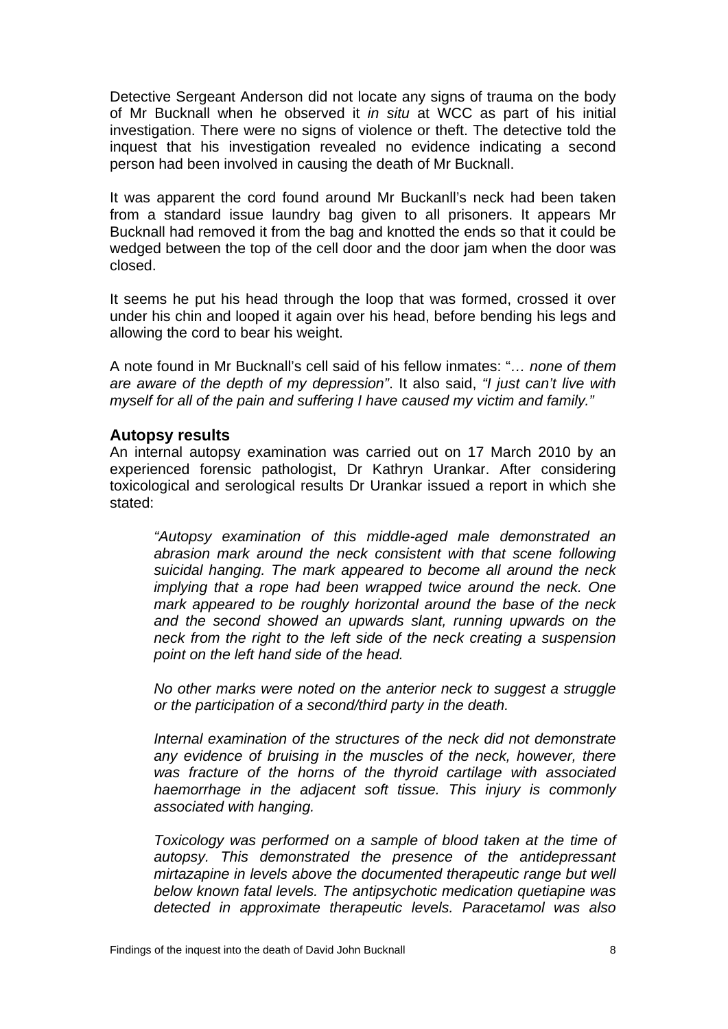Detective Sergeant Anderson did not locate any signs of trauma on the body of Mr Bucknall when he observed it *in situ* at WCC as part of his initial investigation. There were no signs of violence or theft. The detective told the inquest that his investigation revealed no evidence indicating a second person had been involved in causing the death of Mr Bucknall.

It was apparent the cord found around Mr Buckanll's neck had been taken from a standard issue laundry bag given to all prisoners. It appears Mr Bucknall had removed it from the bag and knotted the ends so that it could be wedged between the top of the cell door and the door jam when the door was closed.

It seems he put his head through the loop that was formed, crossed it over under his chin and looped it again over his head, before bending his legs and allowing the cord to bear his weight.

A note found in Mr Bucknall's cell said of his fellow inmates: "*… none of them are aware of the depth of my depression*". It also said, *"I just can't live with myself for all of the pain and suffering I have caused my victim and family."*

## Autopsy results

An internal autopsy examination was carried out on 17 March 2010 by an experienced forensic pathologist, Dr Kathryn Urankar. After considering toxicological and serological results Dr Urankar issued a report in which she stated:

> *"Autopsy examination of this middle-aged male demonstrated an abrasion mark around the neck consistent with that scene following suicidal hanging. The mark appeared to become all around the neck implying that a rope had been wrapped twice around the neck. One mark appeared to be roughly horizontal around the base of the neck and the second showed an upwards slant, running upwards on the neck from the right to the left side of the neck creating a suspension point on the left hand side of the head.*
>
> *No other marks were noted on the anterior neck to suggest a struggle or the participation of a second/third party in the death.*
>
> *Internal examination of the structures of the neck did not demonstrate any evidence of bruising in the muscles of the neck, however, there was fracture of the horns of the thyroid cartilage with associated haemorrhage in the adjacent soft tissue. This injury is commonly associated with hanging.*
>
> *Toxicology was performed on a sample of blood taken at the time of autopsy. This demonstrated the presence of the antidepressant mirtazapine in levels above the documented therapeutic range but well below known fatal levels. The antipsychotic medication quetiapine was detected in approximate therapeutic levels. Paracetamol was also*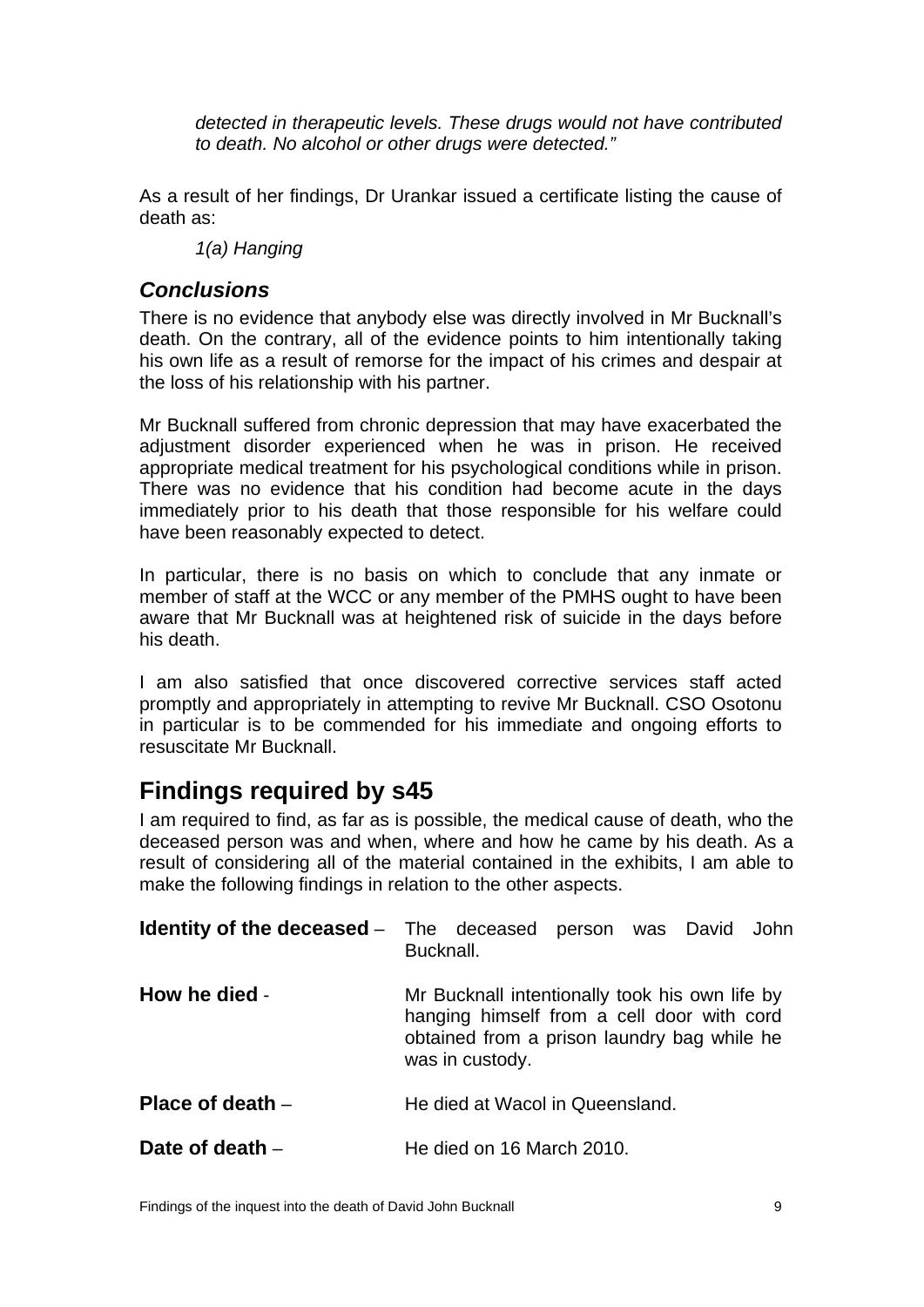*detected in therapeutic levels. These drugs would not have contributed to death. No alcohol or other drugs were detected."*

As a result of her findings, Dr Urankar issued a certificate listing the cause of death as:

*1(a) Hanging*

### *Conclusions*

There is no evidence that anybody else was directly involved in Mr Bucknall's death. On the contrary, all of the evidence points to him intentionally taking his own life as a result of remorse for the impact of his crimes and despair at the loss of his relationship with his partner.

Mr Bucknall suffered from chronic depression that may have exacerbated the adjustment disorder experienced when he was in prison. He received appropriate medical treatment for his psychological conditions while in prison. There was no evidence that his condition had become acute in the days immediately prior to his death that those responsible for his welfare could have been reasonably expected to detect.

In particular, there is no basis on which to conclude that any inmate or member of staff at the WCC or any member of the PMHS ought to have been aware that Mr Bucknall was at heightened risk of suicide in the days before his death.

I am also satisfied that once discovered corrective services staff acted promptly and appropriately in attempting to revive Mr Bucknall. CSO Osotonu in particular is to be commended for his immediate and ongoing efforts to resuscitate Mr Bucknall.

## Findings required by s45

I am required to find, as far as is possible, the medical cause of death, who the deceased person was and when, where and how he came by his death. As a result of considering all of the material contained in the exhibits, I am able to make the following findings in relation to the other aspects.

**Identity of the deceased** – The deceased person was David John Bucknall.

**How he died** - Mr Bucknall intentionally took his own life by hanging himself from a cell door with cord obtained from a prison laundry bag while he was in custody.

**Place of death** – He died at Wacol in Queensland.

**Date of death** – He died on 16 March 2010.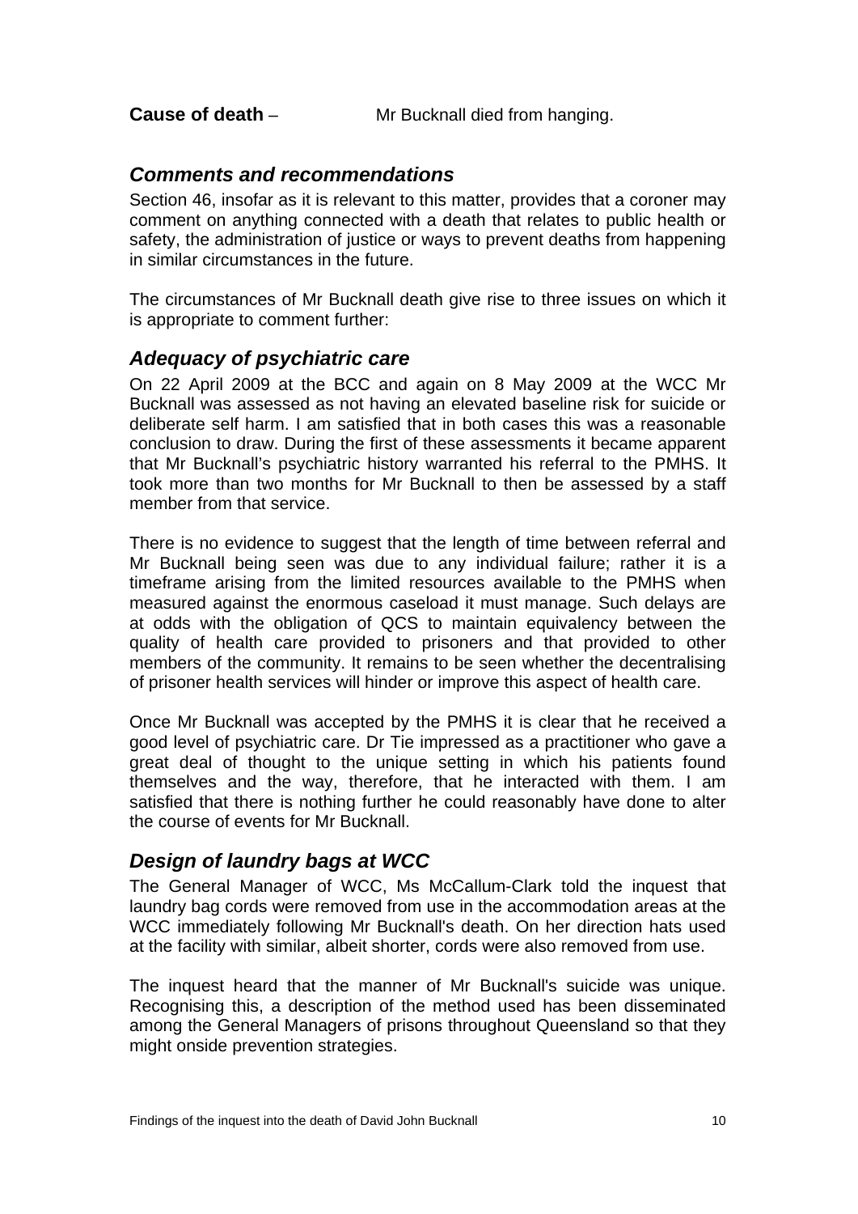**Cause of death** – Mr Bucknall died from hanging.

## *Comments and recommendations*

Section 46, insofar as it is relevant to this matter, provides that a coroner may comment on anything connected with a death that relates to public health or safety, the administration of justice or ways to prevent deaths from happening in similar circumstances in the future.

The circumstances of Mr Bucknall death give rise to three issues on which it is appropriate to comment further:

## *Adequacy of psychiatric care*

On 22 April 2009 at the BCC and again on 8 May 2009 at the WCC Mr Bucknall was assessed as not having an elevated baseline risk for suicide or deliberate self harm. I am satisfied that in both cases this was a reasonable conclusion to draw. During the first of these assessments it became apparent that Mr Bucknall's psychiatric history warranted his referral to the PMHS. It took more than two months for Mr Bucknall to then be assessed by a staff member from that service.

There is no evidence to suggest that the length of time between referral and Mr Bucknall being seen was due to any individual failure; rather it is a timeframe arising from the limited resources available to the PMHS when measured against the enormous caseload it must manage. Such delays are at odds with the obligation of QCS to maintain equivalency between the quality of health care provided to prisoners and that provided to other members of the community. It remains to be seen whether the decentralising of prisoner health services will hinder or improve this aspect of health care.

Once Mr Bucknall was accepted by the PMHS it is clear that he received a good level of psychiatric care. Dr Tie impressed as a practitioner who gave a great deal of thought to the unique setting in which his patients found themselves and the way, therefore, that he interacted with them. I am satisfied that there is nothing further he could reasonably have done to alter the course of events for Mr Bucknall.

## *Design of laundry bags at WCC*

The General Manager of WCC, Ms McCallum-Clark told the inquest that laundry bag cords were removed from use in the accommodation areas at the WCC immediately following Mr Bucknall's death. On her direction hats used at the facility with similar, albeit shorter, cords were also removed from use.

The inquest heard that the manner of Mr Bucknall's suicide was unique. Recognising this, a description of the method used has been disseminated among the General Managers of prisons throughout Queensland so that they might onside prevention strategies.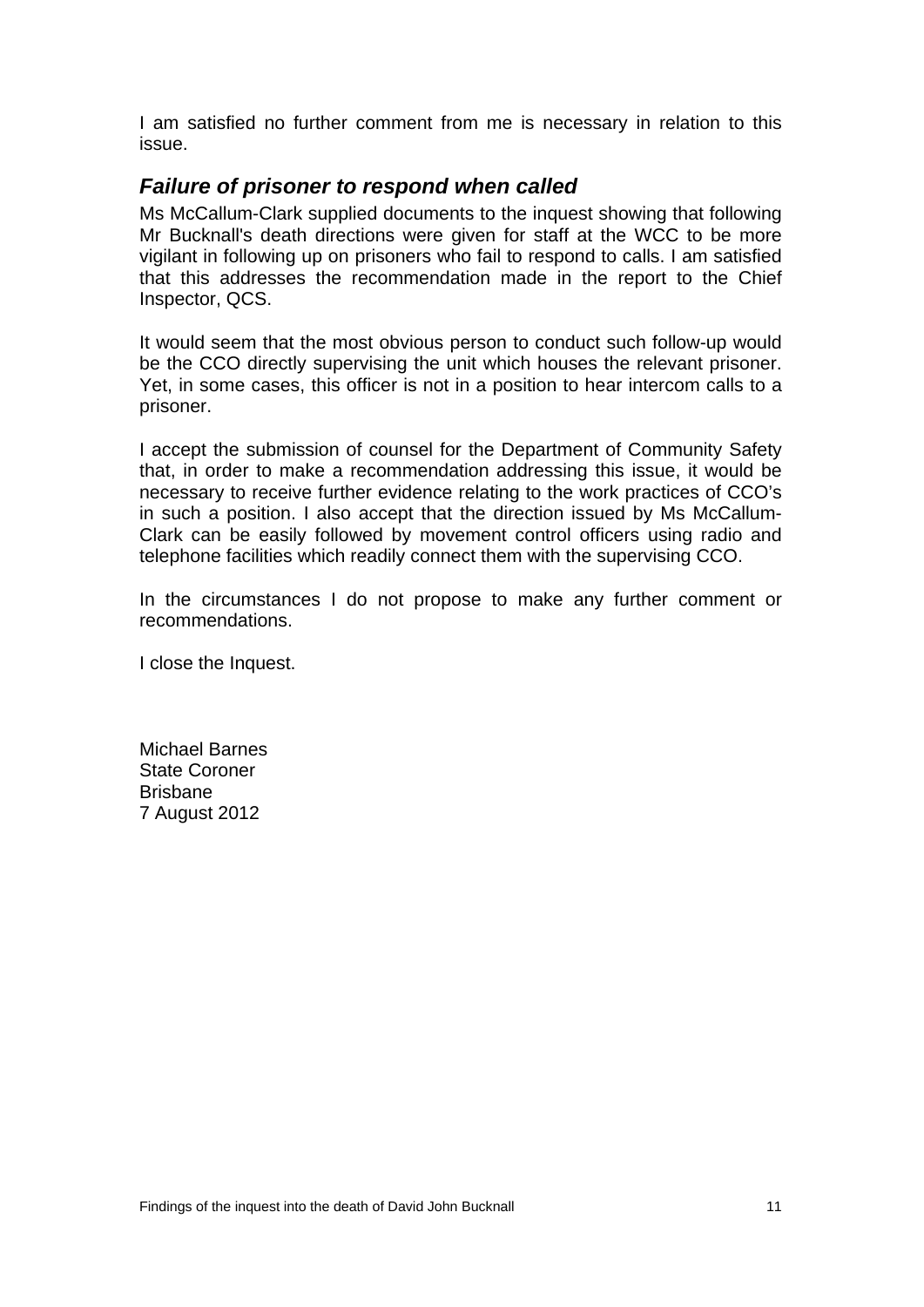I am satisfied no further comment from me is necessary in relation to this issue.

### *Failure of prisoner to respond when called*

Ms McCallum-Clark supplied documents to the inquest showing that following Mr Bucknall's death directions were given for staff at the WCC to be more vigilant in following up on prisoners who fail to respond to calls. I am satisfied that this addresses the recommendation made in the report to the Chief Inspector, QCS.

It would seem that the most obvious person to conduct such follow-up would be the CCO directly supervising the unit which houses the relevant prisoner. Yet, in some cases, this officer is not in a position to hear intercom calls to a prisoner.

I accept the submission of counsel for the Department of Community Safety that, in order to make a recommendation addressing this issue, it would be necessary to receive further evidence relating to the work practices of CCO's in such a position. I also accept that the direction issued by Ms McCallum-Clark can be easily followed by movement control officers using radio and telephone facilities which readily connect them with the supervising CCO.

In the circumstances I do not propose to make any further comment or recommendations.

I close the Inquest.

Michael Barnes
State Coroner
Brisbane
7 August 2012